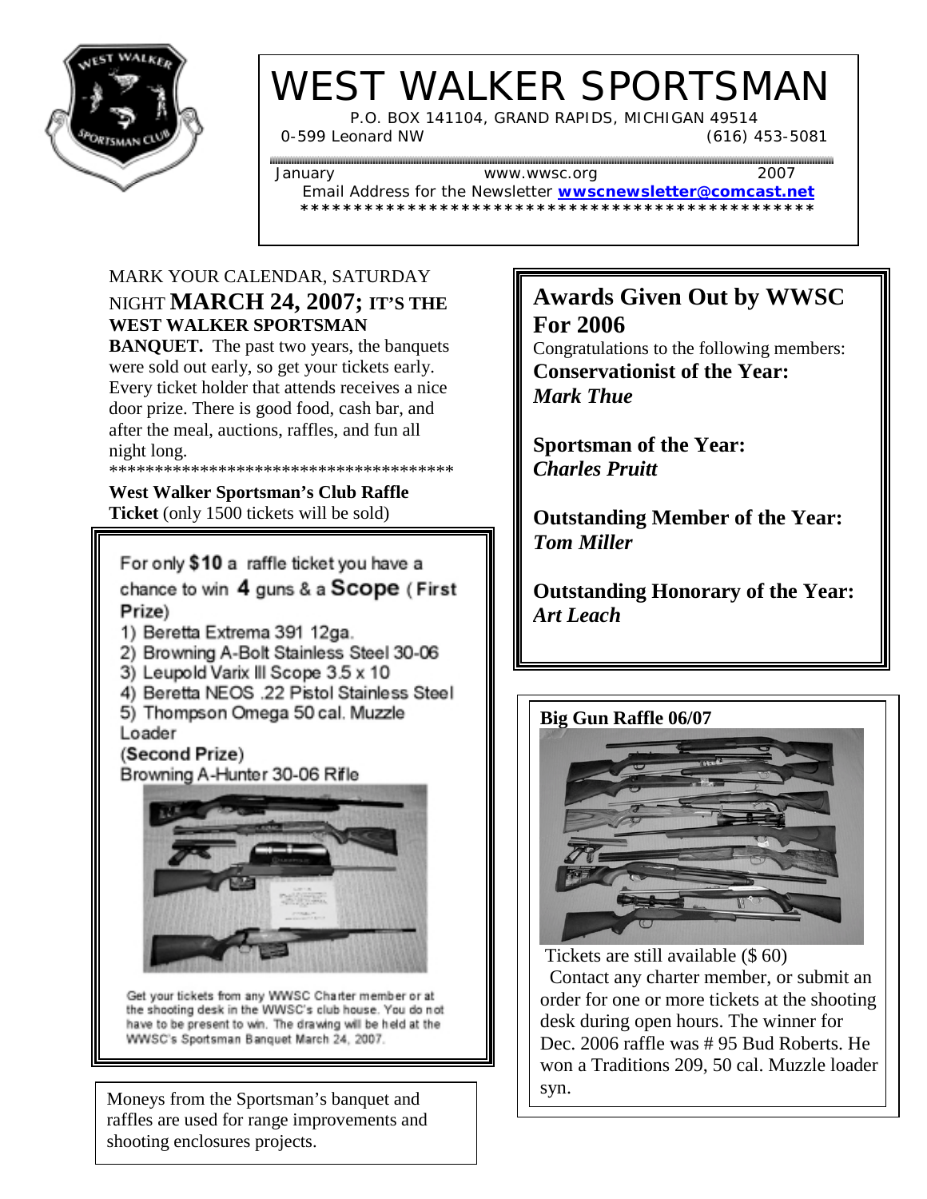# WEST WALKER SPORTSMAN

P.O. BOX 141104, GRAND RAPIDS, MICHIGAN 49514

0-599 Leonard NW (616) 453-5081

January www.wwsc.org 2007

Email Address for the Newsletter **wwscnewsletter@comcast.net**

**************************************************

MARK YOUR CALENDAR, SATURDAY NIGHT **MARCH 24, 2007; IT'S THE WEST WALKER SPORTSMAN BANQUET.** The past two years, the banquets were sold out early, so get your tickets early. Every ticket holder that attends receives a nice door prize. There is good food, cash bar, and after the meal, auctions, raffles, and fun all night long.

***************************************

**West Walker Sportsman's Club Raffle Ticket** (only 1500 tickets will be sold)

For only **$10** a raffle ticket you have a chance to win **4** guns & a **Scope** (**First** Prize)

1) Beretta Extrema 391 12ga.
2) Browning A-Bolt Stainless Steel 30-06
3) Leupold Varix III Scope 3.5 x 10
4) Beretta NEOS .22 Pistol Stainless Steel
5) Thompson Omega 50 cal. Muzzle Loader

(**Second Prize**)
Browning A-Hunter 30-06 Rifle

Get your tickets from any WWSC Charter member or at the shooting desk in the WWSC's club house. You do not have to be present to win. The drawing will be held at the WWSC's Sportsman Banquet March 24, 2007.

Moneys from the Sportsman's banquet and raffles are used for range improvements and shooting enclosures projects.

## Awards Given Out by WWSC For 2006

Congratulations to the following members:

**Conservationist of the Year:**
***Mark Thue***

**Sportsman of the Year:**
***Charles Pruitt***

**Outstanding Member of the Year:**
***Tom Miller***

**Outstanding Honorary of the Year:**
***Art Leach***

**Big Gun Raffle 06/07**

Tickets are still available ($ 60)

Contact any charter member, or submit an order for one or more tickets at the shooting desk during open hours. The winner for Dec. 2006 raffle was # 95 Bud Roberts. He won a Traditions 209, 50 cal. Muzzle loader syn.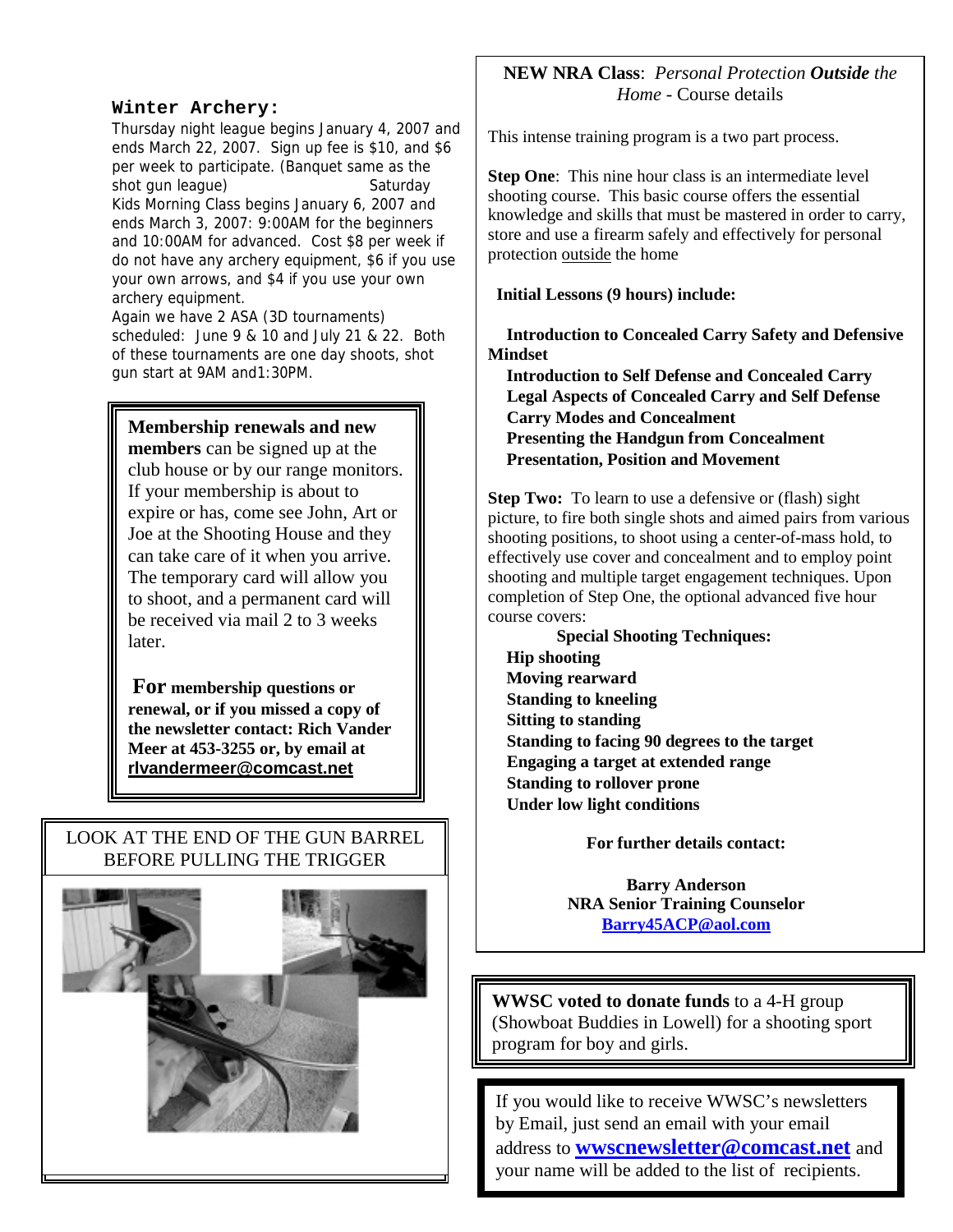### Winter Archery:

Thursday night league begins January 4, 2007 and ends March 22, 2007. Sign up fee is $10, and $6 per week to participate. (Banquet same as the shot gun league) Saturday Kids Morning Class begins January 6, 2007 and ends March 3, 2007: 9:00AM for the beginners and 10:00AM for advanced. Cost $8 per week if do not have any archery equipment, $6 if you use your own arrows, and $4 if you use your own archery equipment.

Again we have 2 ASA (3D tournaments) scheduled: June 9 & 10 and July 21 & 22. Both of these tournaments are one day shoots, shot gun start at 9AM and1:30PM.

**Membership renewals and new members** can be signed up at the club house or by our range monitors. If your membership is about to expire or has, come see John, Art or Joe at the Shooting House and they can take care of it when you arrive. The temporary card will allow you to shoot, and a permanent card will be received via mail 2 to 3 weeks later.

**For membership questions or renewal, or if you missed a copy of the newsletter contact: Rich Vander Meer at 453-3255 or, by email at rlvandermeer@comcast.net**

LOOK AT THE END OF THE GUN BARREL BEFORE PULLING THE TRIGGER

**NEW NRA Class**: *Personal Protection* ***Outside*** *the Home* - Course details

This intense training program is a two part process.

**Step One**: This nine hour class is an intermediate level shooting course. This basic course offers the essential knowledge and skills that must be mastered in order to carry, store and use a firearm safely and effectively for personal protection outside the home

**Initial Lessons (9 hours) include:**

**Introduction to Concealed Carry Safety and Defensive Mindset**
**Introduction to Self Defense and Concealed Carry**
**Legal Aspects of Concealed Carry and Self Defense**
**Carry Modes and Concealment**
**Presenting the Handgun from Concealment**
**Presentation, Position and Movement**

**Step Two:** To learn to use a defensive or (flash) sight picture, to fire both single shots and aimed pairs from various shooting positions, to shoot using a center-of-mass hold, to effectively use cover and concealment and to employ point shooting and multiple target engagement techniques. Upon completion of Step One, the optional advanced five hour course covers:

**Special Shooting Techniques:**
**Hip shooting**
**Moving rearward**
**Standing to kneeling**
**Sitting to standing**
**Standing to facing 90 degrees to the target**
**Engaging a target at extended range**
**Standing to rollover prone**
**Under low light conditions**

**For further details contact:**

**Barry Anderson**
**NRA Senior Training Counselor**
**Barry45ACP@aol.com**

**WWSC voted to donate funds** to a 4-H group (Showboat Buddies in Lowell) for a shooting sport program for boy and girls.

If you would like to receive WWSC's newsletters by Email, just send an email with your email address to **wwscnewsletter@comcast.net** and your name will be added to the list of recipients.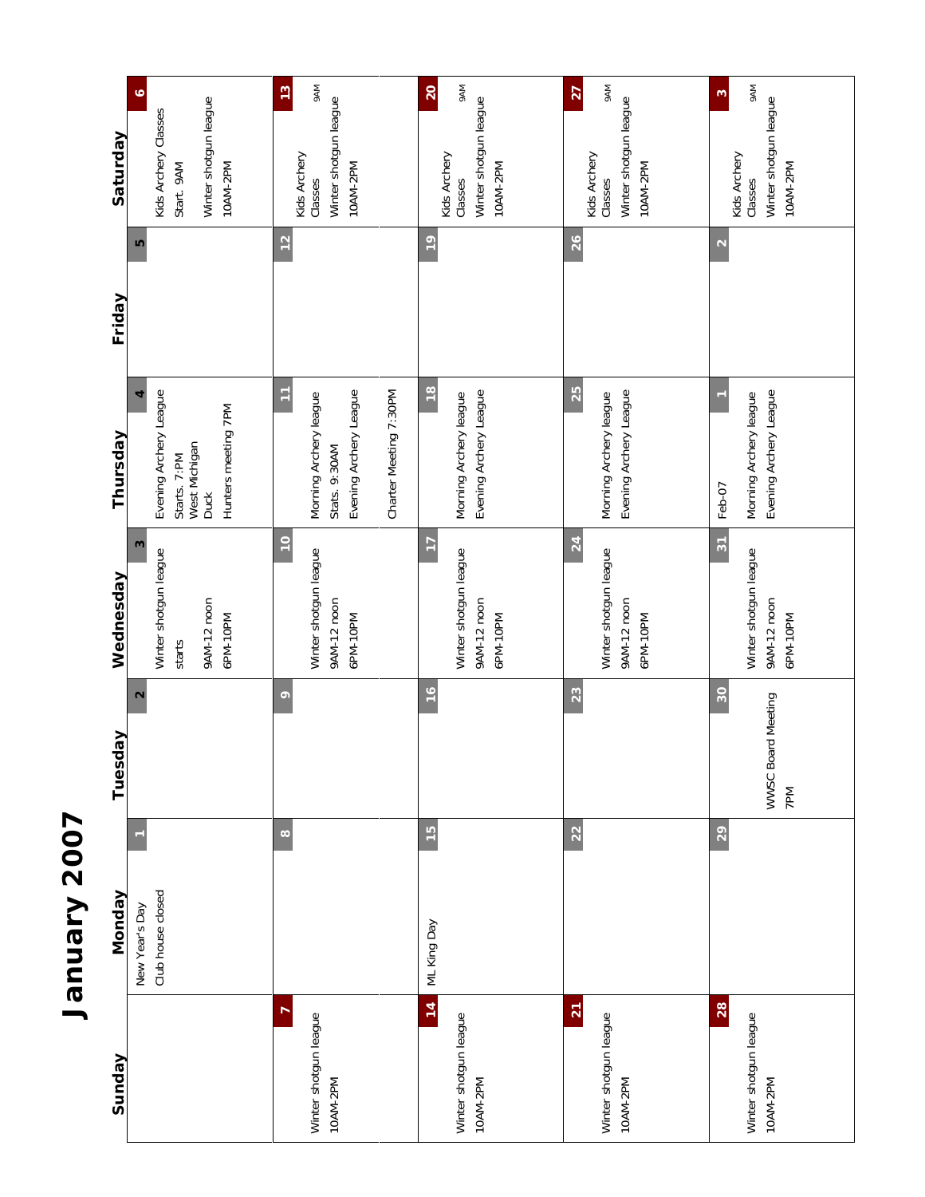# January 2007

| Sunday | Monday | Tuesday | Wednesday | Thursday | Friday | Saturday |
|---|---|---|---|---|---|---|
| | 1<br>New Year's Day<br>Club house closed | 2 | 3<br>Winter shotgun league starts<br>9AM-12 noon<br>6PM-10PM | 4<br>Evening Archery League Starts. 7:PM<br>West Michigan Duck Hunters meeting 7PM | 5 | 6<br>Kids Archery Classes Start. 9AM<br>Winter shotgun league<br>10AM-2PM |
| 7<br>Winter shotgun league<br>10AM-2PM | 8 | 9 | 10<br>Winter shotgun league<br>9AM-12 noon<br>6PM-10PM | 11<br>Morning Archery league Stats. 9:30AM<br>Evening Archery League<br>Charter Meeting 7:30PM | 12 | 13<br>Kids Archery Classes 9AM<br>Winter shotgun league<br>10AM-2PM |
| 14<br>Winter shotgun league<br>10AM-2PM | 15<br>ML King Day | 16 | 17<br>Winter shotgun league<br>9AM-12 noon<br>6PM-10PM | 18<br>Morning Archery league<br>Evening Archery League | 19 | 20<br>Kids Archery Classes 9AM<br>Winter shotgun league<br>10AM-2PM |
| 21<br>Winter shotgun league<br>10AM-2PM | 22 | 23 | 24<br>Winter shotgun league<br>9AM-12 noon<br>6PM-10PM | 25<br>Morning Archery league<br>Evening Archery League | 26 | 27<br>Kids Archery Classes 9AM<br>Winter shotgun league<br>10AM-2PM |
| 28<br>Winter shotgun league<br>10AM-2PM | 29 | 30<br>WWSC Board Meeting<br>7PM | 31<br>Winter shotgun league<br>9AM-12 noon<br>6PM-10PM | 1<br>Feb-07<br>Morning Archery league<br>Evening Archery League | 2 | 3<br>Kids Archery Classes 9AM<br>Winter shotgun league<br>10AM-2PM |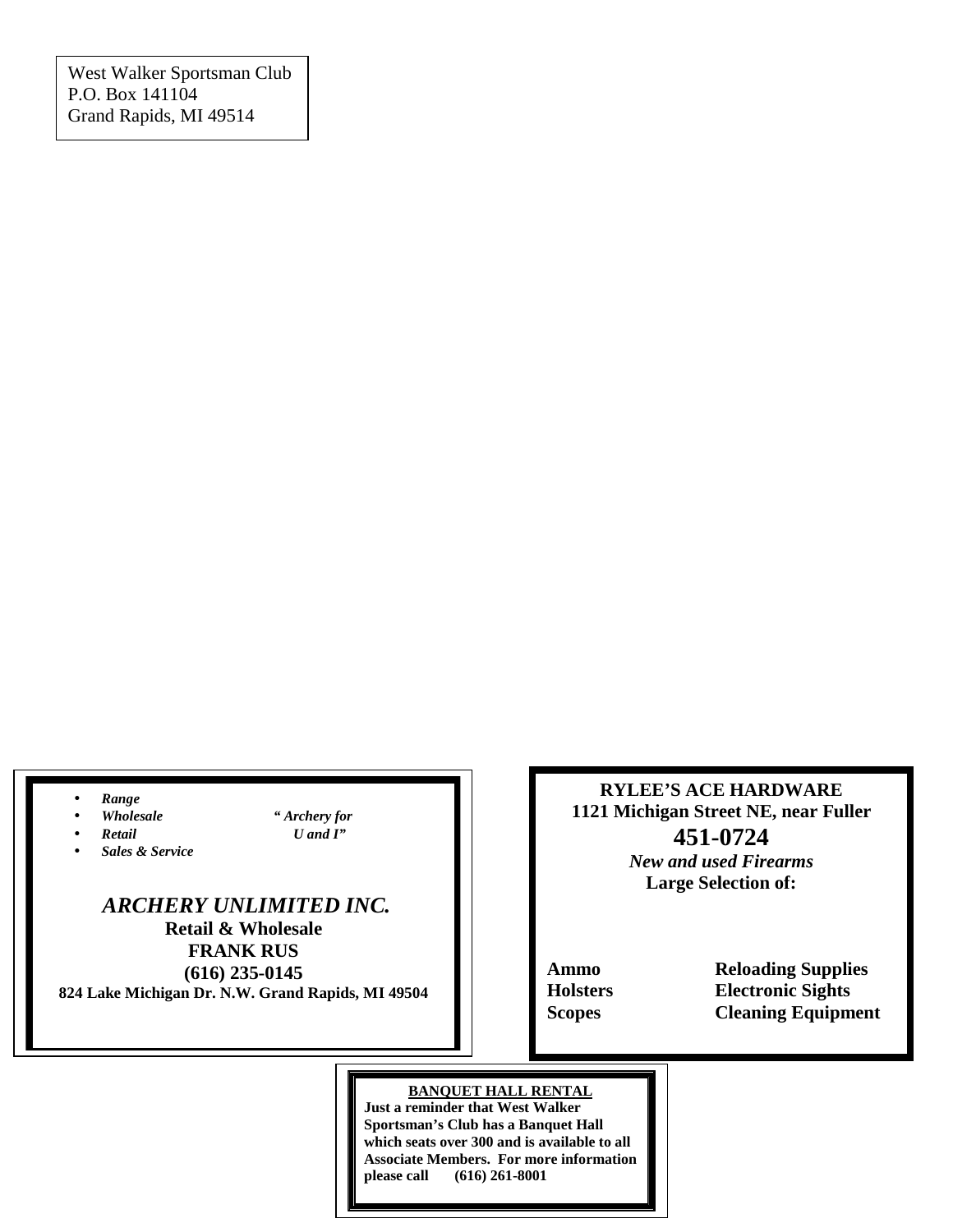West Walker Sportsman Club
P.O. Box 141104
Grand Rapids, MI 49514

- ***Range***
- ***Wholesale***
- ***Retail***
- ***Sales & Service***

***" Archery for U and I"***

## *ARCHERY UNLIMITED INC.*

**Retail & Wholesale**
**FRANK RUS**
**(616) 235-0145**
**824 Lake Michigan Dr. N.W. Grand Rapids, MI 49504**

**RYLEE'S ACE HARDWARE**
**1121 Michigan Street NE, near Fuller**
## 451-0724
***New and used Firearms***
**Large Selection of:**

| | |
|---|---|
| **Ammo** | **Reloading Supplies** |
| **Holsters** | **Electronic Sights** |
| **Scopes** | **Cleaning Equipment** |

**BANQUET HALL RENTAL**

**Just a reminder that West Walker Sportsman's Club has a Banquet Hall which seats over 300 and is available to all Associate Members. For more information please call (616) 261-8001**